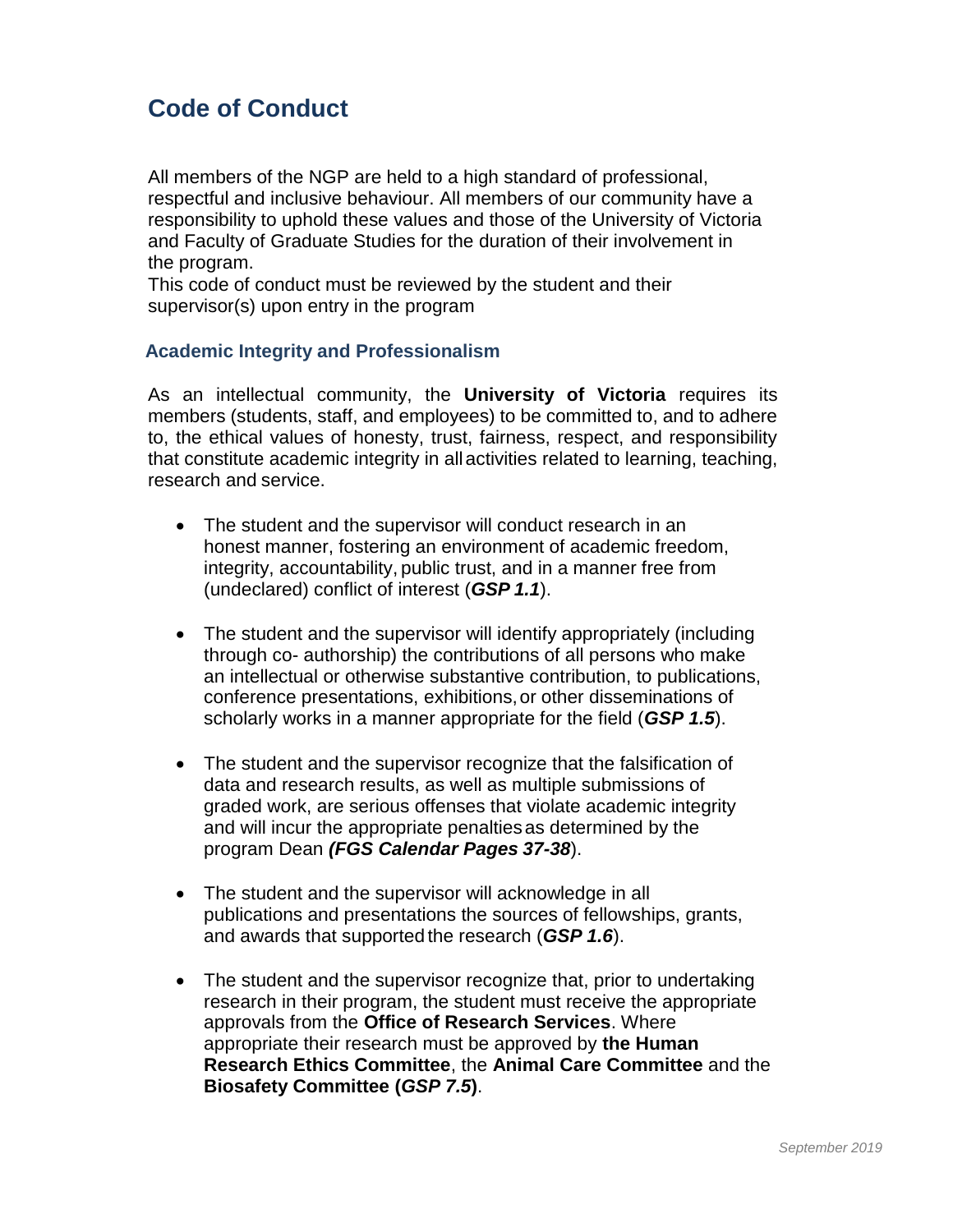# Code of Conduct

All members of the NGP are held to a high standard of professional, respectful and inclusive behaviour. All members of our community have a responsibility to uphold these values and those of the University of Victoria and Faculty of Graduate Studies for the duration of their involvement in the program.
This code of conduct must be reviewed by the student and their supervisor(s) upon entry in the program

## Academic Integrity and Professionalism

As an intellectual community, the **University of Victoria** requires its members (students, staff, and employees) to be committed to, and to adhere to, the ethical values of honesty, trust, fairness, respect, and responsibility that constitute academic integrity in all activities related to learning, teaching, research and service.

- The student and the supervisor will conduct research in an honest manner, fostering an environment of academic freedom, integrity, accountability, public trust, and in a manner free from (undeclared) conflict of interest (***GSP 1.1***).

- The student and the supervisor will identify appropriately (including through co- authorship) the contributions of all persons who make an intellectual or otherwise substantive contribution, to publications, conference presentations, exhibitions, or other disseminations of scholarly works in a manner appropriate for the field (***GSP 1.5***).

- The student and the supervisor recognize that the falsification of data and research results, as well as multiple submissions of graded work, are serious offenses that violate academic integrity and will incur the appropriate penalties as determined by the program Dean ***(FGS Calendar Pages 37-38***).

- The student and the supervisor will acknowledge in all publications and presentations the sources of fellowships, grants, and awards that supported the research (***GSP 1.6***).

- The student and the supervisor recognize that, prior to undertaking research in their program, the student must receive the appropriate approvals from the **Office of Research Services**. Where appropriate their research must be approved by **the Human Research Ethics Committee**, the **Animal Care Committee** and the **Biosafety Committee (*GSP 7.5*)**.

*September 2019*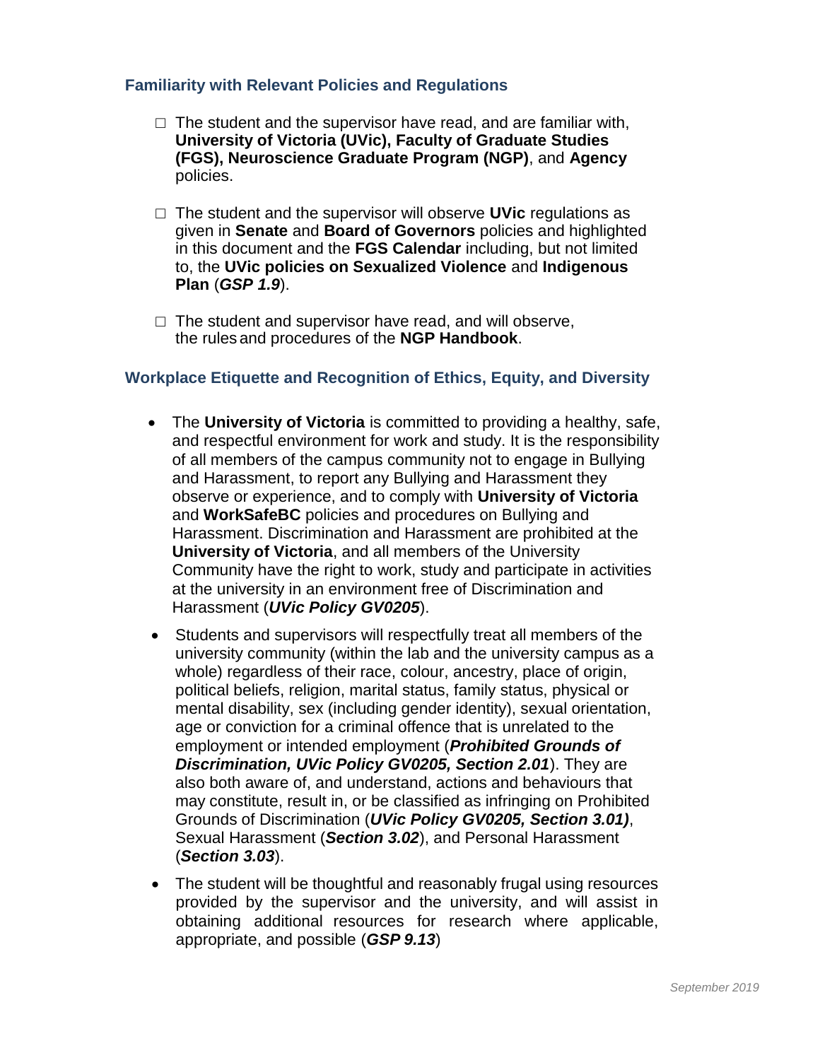### Familiarity with Relevant Policies and Regulations

- ☐ The student and the supervisor have read, and are familiar with, **University of Victoria (UVic), Faculty of Graduate Studies (FGS), Neuroscience Graduate Program (NGP)**, and **Agency** policies.

- ☐ The student and the supervisor will observe **UVic** regulations as given in **Senate** and **Board of Governors** policies and highlighted in this document and the **FGS Calendar** including, but not limited to, the **UVic policies on Sexualized Violence** and **Indigenous Plan** (***GSP 1.9***).

- ☐ The student and supervisor have read, and will observe, the rules and procedures of the **NGP Handbook**.

### Workplace Etiquette and Recognition of Ethics, Equity, and Diversity

- The **University of Victoria** is committed to providing a healthy, safe, and respectful environment for work and study. It is the responsibility of all members of the campus community not to engage in Bullying and Harassment, to report any Bullying and Harassment they observe or experience, and to comply with **University of Victoria** and **WorkSafeBC** policies and procedures on Bullying and Harassment. Discrimination and Harassment are prohibited at the **University of Victoria**, and all members of the University Community have the right to work, study and participate in activities at the university in an environment free of Discrimination and Harassment (***UVic Policy GV0205***).

- Students and supervisors will respectfully treat all members of the university community (within the lab and the university campus as a whole) regardless of their race, colour, ancestry, place of origin, political beliefs, religion, marital status, family status, physical or mental disability, sex (including gender identity), sexual orientation, age or conviction for a criminal offence that is unrelated to the employment or intended employment (***Prohibited Grounds of Discrimination, UVic Policy GV0205, Section 2.01***). They are also both aware of, and understand, actions and behaviours that may constitute, result in, or be classified as infringing on Prohibited Grounds of Discrimination (***UVic Policy GV0205, Section 3.01)***, Sexual Harassment (***Section 3.02***), and Personal Harassment (***Section 3.03***).

- The student will be thoughtful and reasonably frugal using resources provided by the supervisor and the university, and will assist in obtaining additional resources for research where applicable, appropriate, and possible (***GSP 9.13***)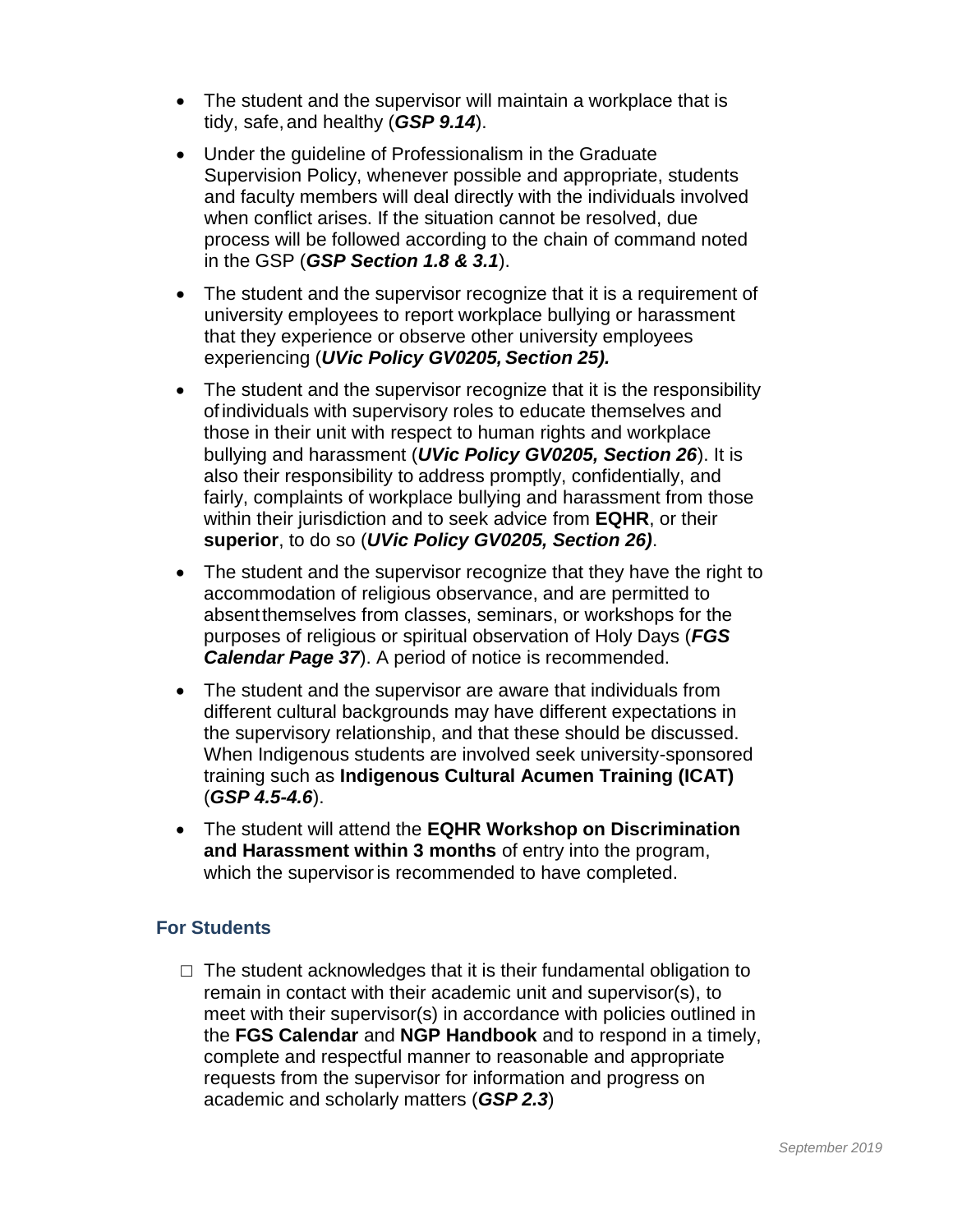- The student and the supervisor will maintain a workplace that is tidy, safe, and healthy (***GSP 9.14***).
- Under the guideline of Professionalism in the Graduate Supervision Policy, whenever possible and appropriate, students and faculty members will deal directly with the individuals involved when conflict arises. If the situation cannot be resolved, due process will be followed according to the chain of command noted in the GSP (***GSP Section 1.8 & 3.1***).
- The student and the supervisor recognize that it is a requirement of university employees to report workplace bullying or harassment that they experience or observe other university employees experiencing (***UVic Policy GV0205, Section 25).***
- The student and the supervisor recognize that it is the responsibility of individuals with supervisory roles to educate themselves and those in their unit with respect to human rights and workplace bullying and harassment (***UVic Policy GV0205, Section 26***). It is also their responsibility to address promptly, confidentially, and fairly, complaints of workplace bullying and harassment from those within their jurisdiction and to seek advice from **EQHR**, or their **superior**, to do so (***UVic Policy GV0205, Section 26)***.
- The student and the supervisor recognize that they have the right to accommodation of religious observance, and are permitted to absent themselves from classes, seminars, or workshops for the purposes of religious or spiritual observation of Holy Days (***FGS Calendar Page 37***). A period of notice is recommended.
- The student and the supervisor are aware that individuals from different cultural backgrounds may have different expectations in the supervisory relationship, and that these should be discussed. When Indigenous students are involved seek university-sponsored training such as **Indigenous Cultural Acumen Training (ICAT)** (***GSP 4.5-4.6***).
- The student will attend the **EQHR Workshop on Discrimination and Harassment within 3 months** of entry into the program, which the supervisor is recommended to have completed.

## For Students

- ☐ The student acknowledges that it is their fundamental obligation to remain in contact with their academic unit and supervisor(s), to meet with their supervisor(s) in accordance with policies outlined in the **FGS Calendar** and **NGP Handbook** and to respond in a timely, complete and respectful manner to reasonable and appropriate requests from the supervisor for information and progress on academic and scholarly matters (***GSP 2.3***)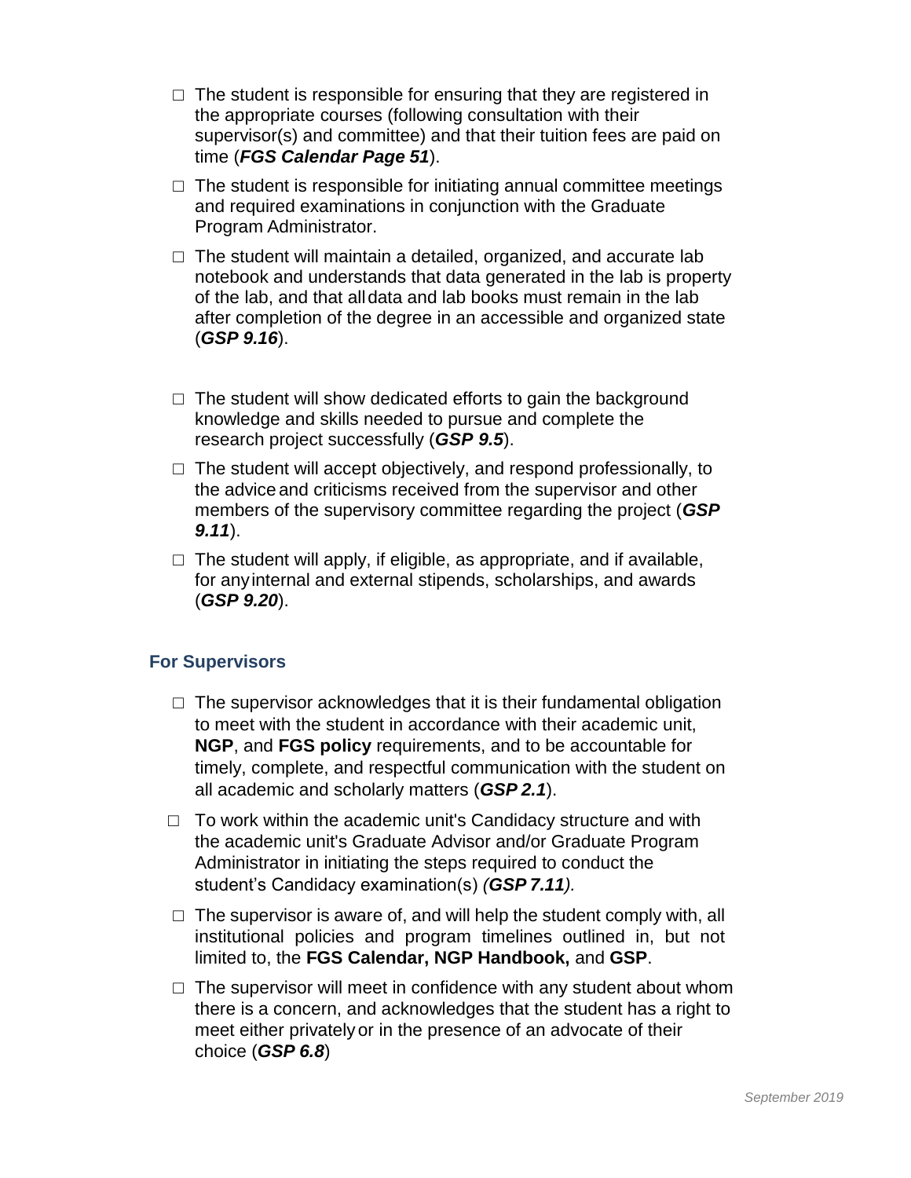- ☐ The student is responsible for ensuring that they are registered in the appropriate courses (following consultation with their supervisor(s) and committee) and that their tuition fees are paid on time (***FGS Calendar Page 51***).
- ☐ The student is responsible for initiating annual committee meetings and required examinations in conjunction with the Graduate Program Administrator.
- ☐ The student will maintain a detailed, organized, and accurate lab notebook and understands that data generated in the lab is property of the lab, and that all data and lab books must remain in the lab after completion of the degree in an accessible and organized state (***GSP 9.16***).
- ☐ The student will show dedicated efforts to gain the background knowledge and skills needed to pursue and complete the research project successfully (***GSP 9.5***).
- ☐ The student will accept objectively, and respond professionally, to the advice and criticisms received from the supervisor and other members of the supervisory committee regarding the project (***GSP 9.11***).
- ☐ The student will apply, if eligible, as appropriate, and if available, for any internal and external stipends, scholarships, and awards (***GSP 9.20***).

### For Supervisors

- ☐ The supervisor acknowledges that it is their fundamental obligation to meet with the student in accordance with their academic unit, **NGP**, and **FGS policy** requirements, and to be accountable for timely, complete, and respectful communication with the student on all academic and scholarly matters (***GSP 2.1***).
- ☐ To work within the academic unit's Candidacy structure and with the academic unit's Graduate Advisor and/or Graduate Program Administrator in initiating the steps required to conduct the student's Candidacy examination(s) *(**GSP 7.11**).*
- ☐ The supervisor is aware of, and will help the student comply with, all institutional policies and program timelines outlined in, but not limited to, the **FGS Calendar, NGP Handbook,** and **GSP**.
- ☐ The supervisor will meet in confidence with any student about whom there is a concern, and acknowledges that the student has a right to meet either privately or in the presence of an advocate of their choice (***GSP 6.8***)

*September 2019*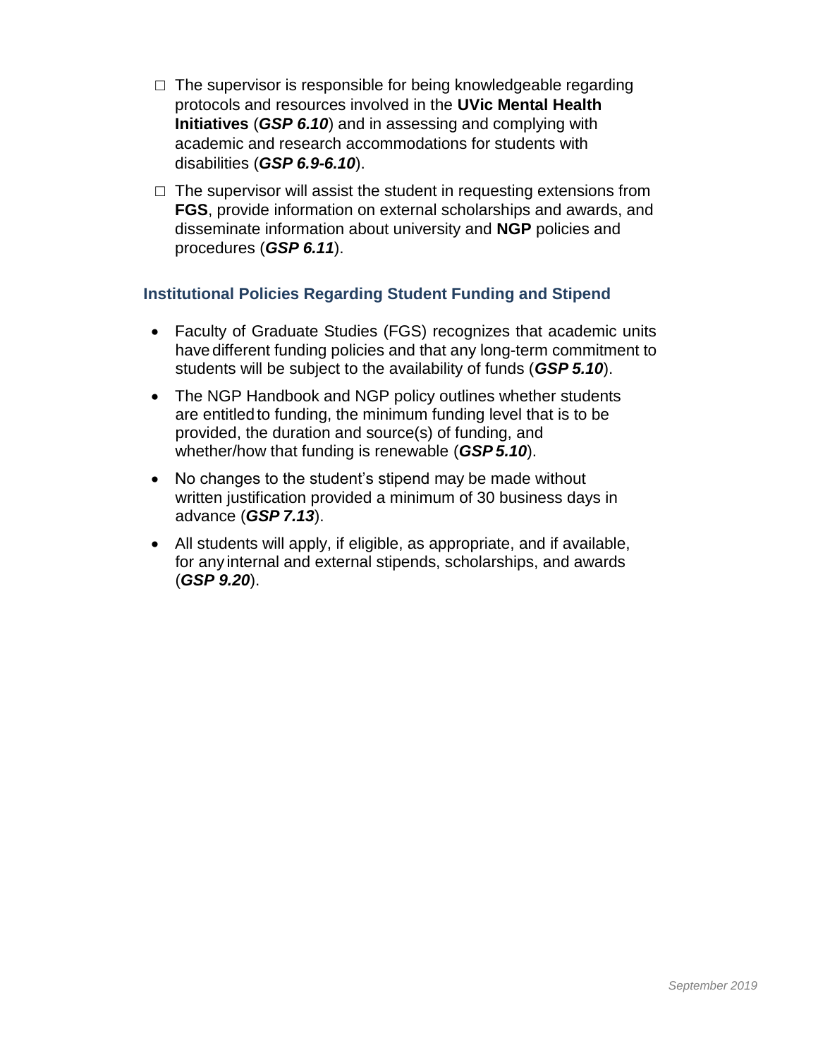- ☐ The supervisor is responsible for being knowledgeable regarding protocols and resources involved in the **UVic Mental Health Initiatives** (***GSP 6.10***) and in assessing and complying with academic and research accommodations for students with disabilities (***GSP 6.9-6.10***).

- ☐ The supervisor will assist the student in requesting extensions from **FGS**, provide information on external scholarships and awards, and disseminate information about university and **NGP** policies and procedures (***GSP 6.11***).

### Institutional Policies Regarding Student Funding and Stipend

- Faculty of Graduate Studies (FGS) recognizes that academic units have different funding policies and that any long-term commitment to students will be subject to the availability of funds (***GSP 5.10***).
- The NGP Handbook and NGP policy outlines whether students are entitled to funding, the minimum funding level that is to be provided, the duration and source(s) of funding, and whether/how that funding is renewable (***GSP 5.10***).
- No changes to the student's stipend may be made without written justification provided a minimum of 30 business days in advance (***GSP 7.13***).
- All students will apply, if eligible, as appropriate, and if available, for any internal and external stipends, scholarships, and awards (***GSP 9.20***).

*September 2019*